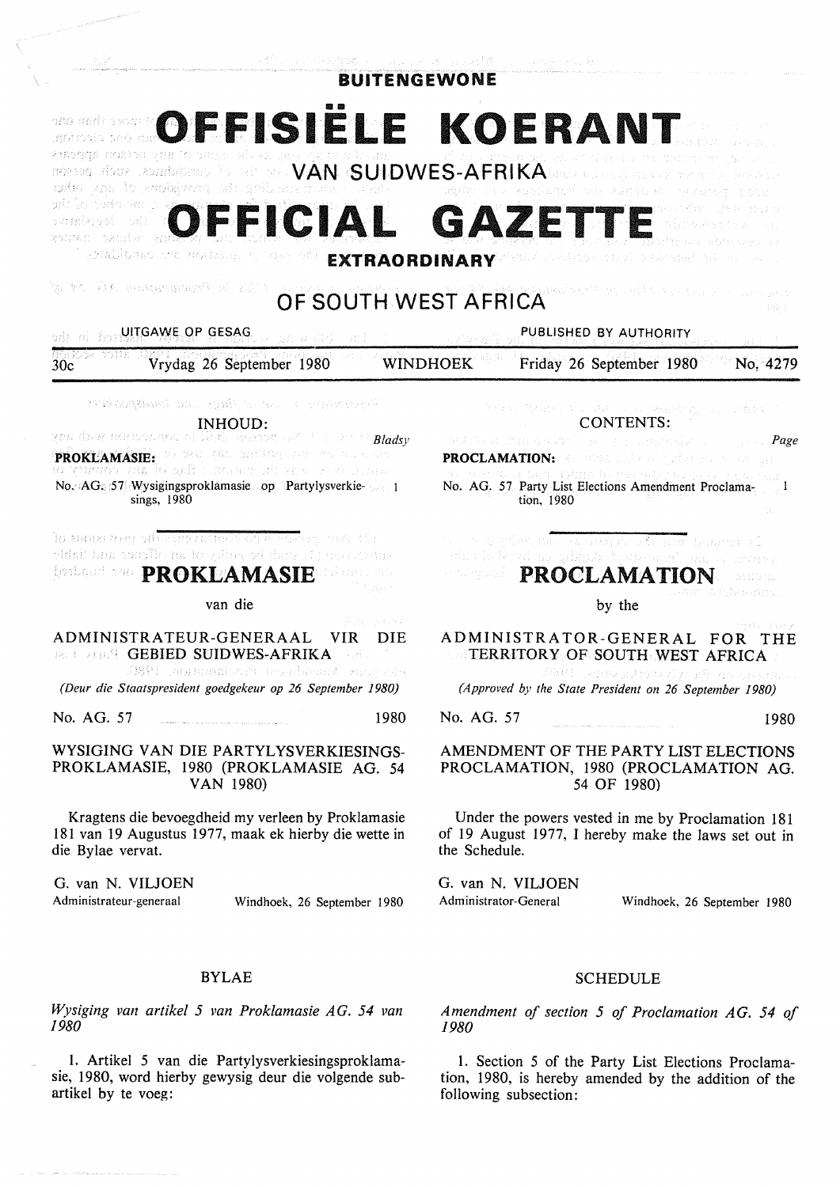**BUITENGEWONE**

# OFFISIËLE KOERANT

## VAN SUIDWES-AFRIKA

# OFFICIAL GAZETTE

**EXTRAORDINARY**

## OF SOUTH WEST AFRICA

UITGAWE OP GESAG — PUBLISHED BY AUTHORITY

30c — Vrydag 26 September 1980 — WINDHOEK — Friday 26 September 1980 — No. 4279

INHOUD:

*Bladsy*

**PROKLAMASIE:**

No. AG. 57 Wysigingsproklamasie op Partylysverkiesings, 1980 — 1

CONTENTS:

*Page*

**PROCLAMATION:**

No. AG. 57 Party List Elections Amendment Proclamation, 1980 — 1

# PROKLAMASIE

van die

ADMINISTRATEUR-GENERAAL VIR DIE GEBIED SUIDWES-AFRIKA

*(Deur die Staatspresident goedgekeur op 26 September 1980)*

No. AG. 57 — 1980

WYSIGING VAN DIE PARTYLYSVERKIESINGSPROKLAMASIE, 1980 (PROKLAMASIE AG. 54 VAN 1980)

Kragtens die bevoegdheid my verleen by Proklamasie 181 van 19 Augustus 1977, maak ek hierby die wette in die Bylae vervat.

G. van N. VILJOEN
Administrateur-generaal — Windhoek, 26 September 1980

BYLAE

*Wysiging van artikel 5 van Proklamasie AG. 54 van 1980*

1. Artikel 5 van die Partylysverkiesingsproklamasie, 1980, word hierby gewysig deur die volgende subartikel by te voeg:

# PROCLAMATION

by the

ADMINISTRATOR-GENERAL FOR THE TERRITORY OF SOUTH WEST AFRICA

*(Approved by the State President on 26 September 1980)*

No. AG. 57 — 1980

AMENDMENT OF THE PARTY LIST ELECTIONS PROCLAMATION, 1980 (PROCLAMATION AG. 54 OF 1980)

Under the powers vested in me by Proclamation 181 of 19 August 1977, I hereby make the laws set out in the Schedule.

G. van N. VILJOEN
Administrator-General — Windhoek, 26 September 1980

SCHEDULE

*Amendment of section 5 of Proclamation AG. 54 of 1980*

1. Section 5 of the Party List Elections Proclamation, 1980, is hereby amended by the addition of the following subsection: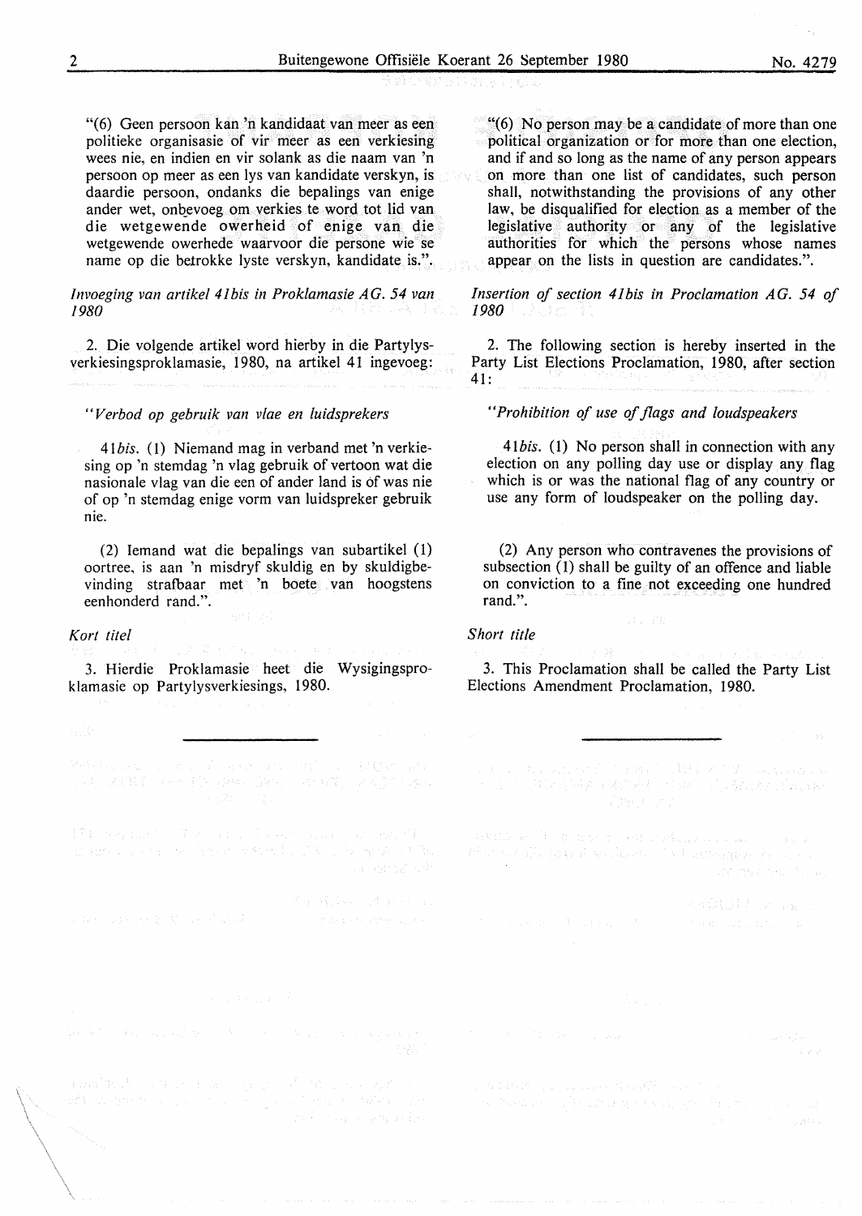"(6) Geen persoon kan 'n kandidaat van meer as een politieke organisasie of vir meer as een verkiesing wees nie, en indien en vir solank as die naam van 'n persoon op meer as een lys van kandidate verskyn, is daardie persoon, ondanks die bepalings van enige ander wet, onbevoeg om verkies te word tot lid van die wetgewende owerheid of enige van die wetgewende owerhede waarvoor die persone wie se name op die betrokke lyste verskyn, kandidate is.".

*Invoeging van artikel 41bis in Proklamasie AG. 54 van 1980*

2. Die volgende artikel word hierby in die Partylysverkiesingsproklamasie, 1980, na artikel 41 ingevoeg:

*"Verbod op gebruik van vlae en luidsprekers*

41*bis*. (1) Niemand mag in verband met 'n verkiesing op 'n stemdag 'n vlag gebruik of vertoon wat die nasionale vlag van die een of ander land is of was nie of op 'n stemdag enige vorm van luidspreker gebruik nie.

(2) Iemand wat die bepalings van subartikel (1) oortree, is aan 'n misdryf skuldig en by skuldigbevinding strafbaar met 'n boete van hoogstens eenhonderd rand.".

*Kort titel*

3. Hierdie Proklamasie heet die Wysigingsproklamasie op Partylysverkiesings, 1980.

---

"(6) No person may be a candidate of more than one political organization or for more than one election, and if and so long as the name of any person appears on more than one list of candidates, such person shall, notwithstanding the provisions of any other law, be disqualified for election as a member of the legislative authority or any of the legislative authorities for which the persons whose names appear on the lists in question are candidates.".

*Insertion of section 41bis in Proclamation AG. 54 of 1980*

2. The following section is hereby inserted in the Party List Elections Proclamation, 1980, after section 41:

*"Prohibition of use of flags and loudspeakers*

41*bis*. (1) No person shall in connection with any election on any polling day use or display any flag which is or was the national flag of any country or use any form of loudspeaker on the polling day.

(2) Any person who contravenes the provisions of subsection (1) shall be guilty of an offence and liable on conviction to a fine not exceeding one hundred rand.".

*Short title*

3. This Proclamation shall be called the Party List Elections Amendment Proclamation, 1980.